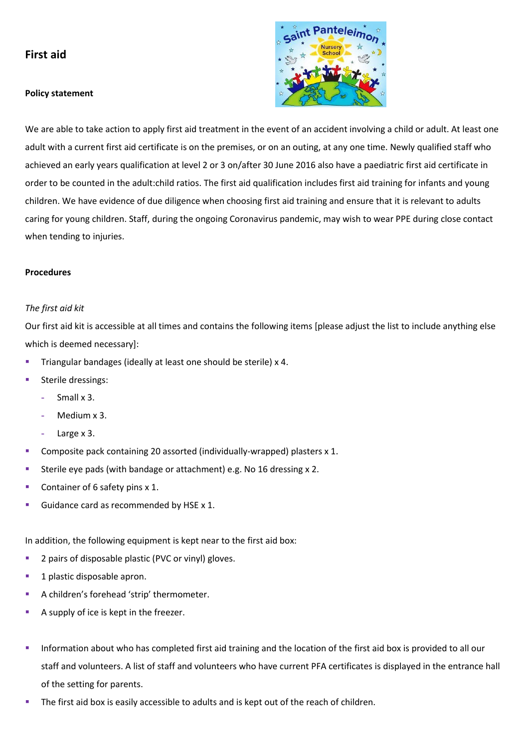# First aid

## Policy statement

We are able to take action to apply first aid treatment in the event of an accident involving a child or adult. At least one adult with a current first aid certificate is on the premises, or on an outing, at any one time. Newly qualified staff who achieved an early years qualification at level 2 or 3 on/after 30 June 2016 also have a paediatric first aid certificate in order to be counted in the adult:child ratios. The first aid qualification includes first aid training for infants and young children. We have evidence of due diligence when choosing first aid training and ensure that it is relevant to adults caring for young children. Staff, during the ongoing Coronavirus pandemic, may wish to wear PPE during close contact when tending to injuries.

## Procedures

*The first aid kit*

Our first aid kit is accessible at all times and contains the following items [please adjust the list to include anything else which is deemed necessary]:

- Triangular bandages (ideally at least one should be sterile) x 4.
- Sterile dressings:
  - Small x 3.
  - Medium x 3.
  - Large x 3.
- Composite pack containing 20 assorted (individually-wrapped) plasters x 1.
- Sterile eye pads (with bandage or attachment) e.g. No 16 dressing x 2.
- Container of 6 safety pins x 1.
- Guidance card as recommended by HSE x 1.

In addition, the following equipment is kept near to the first aid box:

- 2 pairs of disposable plastic (PVC or vinyl) gloves.
- 1 plastic disposable apron.
- A children's forehead 'strip' thermometer.
- A supply of ice is kept in the freezer.

- Information about who has completed first aid training and the location of the first aid box is provided to all our staff and volunteers. A list of staff and volunteers who have current PFA certificates is displayed in the entrance hall of the setting for parents.
- The first aid box is easily accessible to adults and is kept out of the reach of children.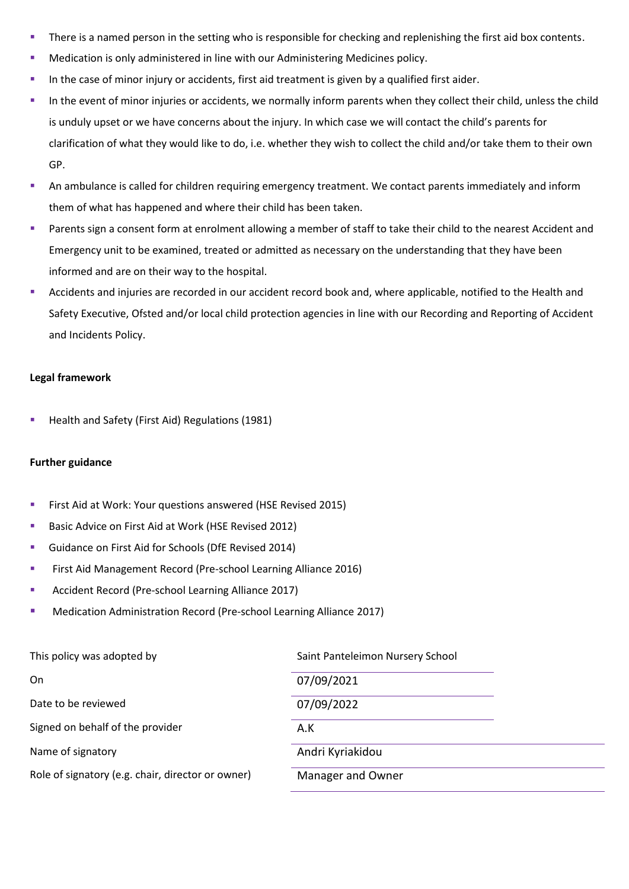- There is a named person in the setting who is responsible for checking and replenishing the first aid box contents.
- Medication is only administered in line with our Administering Medicines policy.
- In the case of minor injury or accidents, first aid treatment is given by a qualified first aider.
- In the event of minor injuries or accidents, we normally inform parents when they collect their child, unless the child is unduly upset or we have concerns about the injury. In which case we will contact the child's parents for clarification of what they would like to do, i.e. whether they wish to collect the child and/or take them to their own GP.
- An ambulance is called for children requiring emergency treatment. We contact parents immediately and inform them of what has happened and where their child has been taken.
- Parents sign a consent form at enrolment allowing a member of staff to take their child to the nearest Accident and Emergency unit to be examined, treated or admitted as necessary on the understanding that they have been informed and are on their way to the hospital.
- Accidents and injuries are recorded in our accident record book and, where applicable, notified to the Health and Safety Executive, Ofsted and/or local child protection agencies in line with our Recording and Reporting of Accident and Incidents Policy.

**Legal framework**

- Health and Safety (First Aid) Regulations (1981)

**Further guidance**

- First Aid at Work: Your questions answered (HSE Revised 2015)
- Basic Advice on First Aid at Work (HSE Revised 2012)
- Guidance on First Aid for Schools (DfE Revised 2014)
- First Aid Management Record (Pre-school Learning Alliance 2016)
- Accident Record (Pre-school Learning Alliance 2017)
- Medication Administration Record (Pre-school Learning Alliance 2017)

| | |
|---|---|
| This policy was adopted by | Saint Panteleimon Nursery School |
| On | 07/09/2021 |
| Date to be reviewed | 07/09/2022 |
| Signed on behalf of the provider | A.K |
| Name of signatory | Andri Kyriakidou |
| Role of signatory (e.g. chair, director or owner) | Manager and Owner |